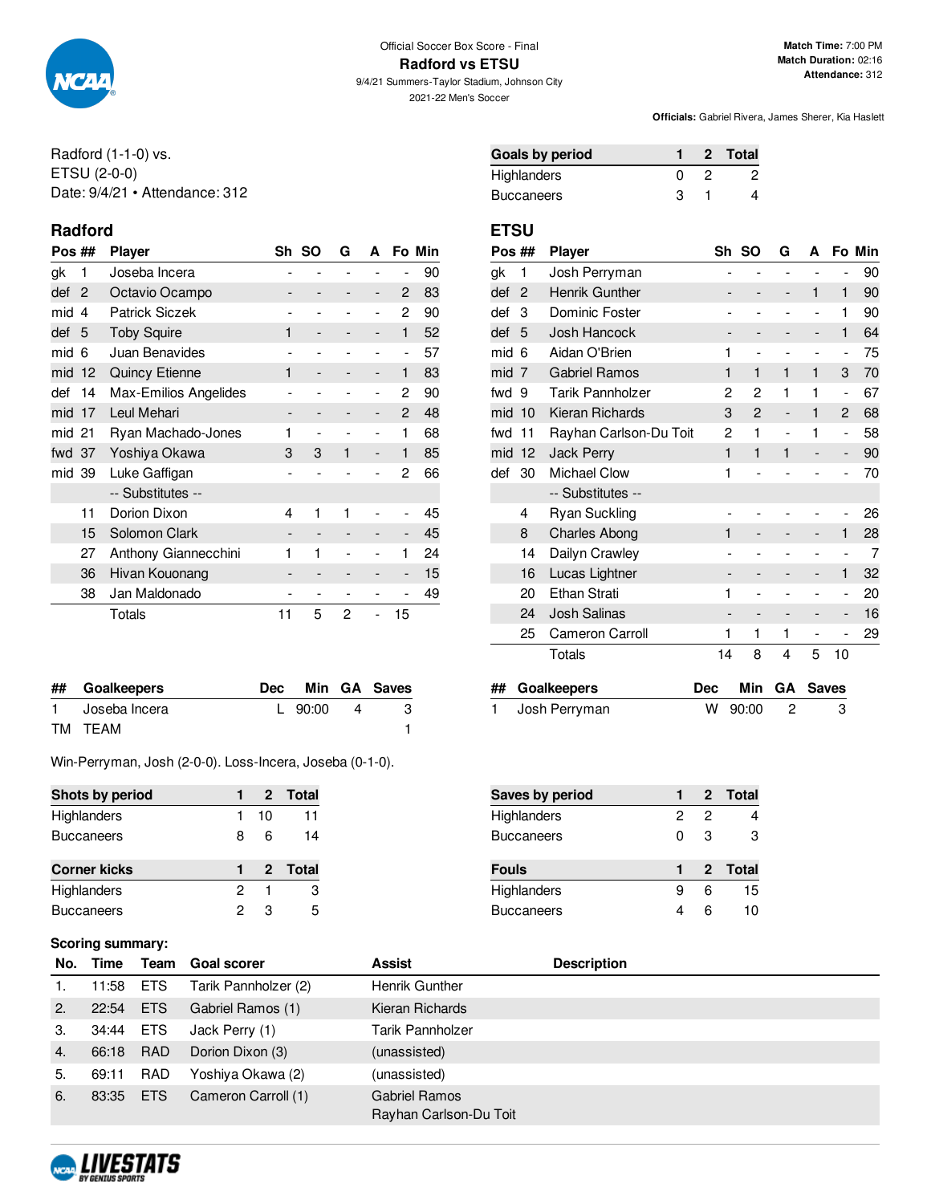Official Soccer Box Score - Final

# Radford vs ETSU

9/4/21 Summers-Taylor Stadium, Johnson City

2021-22 Men's Soccer

**Match Time:** 7:00 PM
**Match Duration:** 02:16
**Attendance:** 312

**Officials:** Gabriel Rivera, James Sherer, Kia Haslett

Radford (1-1-0) vs.
ETSU (2-0-0)
Date: 9/4/21 • Attendance: 312

| Goals by period | 1 | 2 | Total |
|---|---|---|---|
| Highlanders | 0 | 2 | 2 |
| Buccaneers | 3 | 1 | 4 |

## Radford

| Pos | ## | Player | Sh | SO | G | A | Fo | Min |
|---|---|---|---|---|---|---|---|---|
| gk | 1 | Joseba Incera | - | - | - | - | - | 90 |
| def | 2 | Octavio Ocampo | - | - | - | - | 2 | 83 |
| mid | 4 | Patrick Siczek | - | - | - | - | 2 | 90 |
| def | 5 | Toby Squire | 1 | - | - | - | 1 | 52 |
| mid | 6 | Juan Benavides | - | - | - | - | - | 57 |
| mid | 12 | Quincy Etienne | 1 | - | - | - | 1 | 83 |
| def | 14 | Max-Emilios Angelides | - | - | - | - | 2 | 90 |
| mid | 17 | Leul Mehari | - | - | - | - | 2 | 48 |
| mid | 21 | Ryan Machado-Jones | 1 | - | - | - | 1 | 68 |
| fwd | 37 | Yoshiya Okawa | 3 | 3 | 1 | - | 1 | 85 |
| mid | 39 | Luke Gaffigan | - | - | - | - | 2 | 66 |
| | | -- Substitutes -- | | | | | | |
| | 11 | Dorion Dixon | 4 | 1 | 1 | - | - | 45 |
| | 15 | Solomon Clark | - | - | - | - | - | 45 |
| | 27 | Anthony Giannecchini | 1 | 1 | - | - | 1 | 24 |
| | 36 | Hivan Kouonang | - | - | - | - | - | 15 |
| | 38 | Jan Maldonado | - | - | - | - | - | 49 |
| | | Totals | 11 | 5 | 2 | - | 15 | |

## ETSU

| Pos | ## | Player | Sh | SO | G | A | Fo | Min |
|---|---|---|---|---|---|---|---|---|
| gk | 1 | Josh Perryman | - | - | - | - | - | 90 |
| def | 2 | Henrik Gunther | - | - | - | 1 | 1 | 90 |
| def | 3 | Dominic Foster | - | - | - | - | 1 | 90 |
| def | 5 | Josh Hancock | - | - | - | - | 1 | 64 |
| mid | 6 | Aidan O'Brien | 1 | - | - | - | - | 75 |
| mid | 7 | Gabriel Ramos | 1 | 1 | 1 | 1 | 3 | 70 |
| fwd | 9 | Tarik Pannholzer | 2 | 2 | 1 | 1 | - | 67 |
| mid | 10 | Kieran Richards | 3 | 2 | - | 1 | 2 | 68 |
| fwd | 11 | Rayhan Carlson-Du Toit | 2 | 1 | - | 1 | - | 58 |
| mid | 12 | Jack Perry | 1 | 1 | 1 | - | - | 90 |
| def | 30 | Michael Clow | 1 | - | - | - | - | 70 |
| | | -- Substitutes -- | | | | | | |
| | 4 | Ryan Suckling | - | - | - | - | - | 26 |
| | 8 | Charles Abong | 1 | - | - | - | 1 | 28 |
| | 14 | Dailyn Crawley | - | - | - | - | - | 7 |
| | 16 | Lucas Lightner | - | - | - | - | 1 | 32 |
| | 20 | Ethan Strati | 1 | - | - | - | - | 20 |
| | 24 | Josh Salinas | - | - | - | - | - | 16 |
| | 25 | Cameron Carroll | 1 | 1 | 1 | - | - | 29 |
| | | Totals | 14 | 8 | 4 | 5 | 10 | |

| ## | Goalkeepers | Dec | Min | GA | Saves |
|---|---|---|---|---|---|
| 1 | Joseba Incera | L | 90:00 | 4 | 3 |
| TM | TEAM | | | | 1 |

| ## | Goalkeepers | Dec | Min | GA | Saves |
|---|---|---|---|---|---|
| 1 | Josh Perryman | W | 90:00 | 2 | 3 |

Win-Perryman, Josh (2-0-0). Loss-Incera, Joseba (0-1-0).

| Shots by period | 1 | 2 | Total |
|---|---|---|---|
| Highlanders | 1 | 10 | 11 |
| Buccaneers | 8 | 6 | 14 |

| Saves by period | 1 | 2 | Total |
|---|---|---|---|
| Highlanders | 2 | 2 | 4 |
| Buccaneers | 0 | 3 | 3 |

| Corner kicks | 1 | 2 | Total |
|---|---|---|---|
| Highlanders | 2 | 1 | 3 |
| Buccaneers | 2 | 3 | 5 |

| Fouls | 1 | 2 | Total |
|---|---|---|---|
| Highlanders | 9 | 6 | 15 |
| Buccaneers | 4 | 6 | 10 |

**Scoring summary:**

| No. | Time | Team | Goal scorer | Assist | Description |
|---|---|---|---|---|---|
| 1. | 11:58 | ETS | Tarik Pannholzer (2) | Henrik Gunther | |
| 2. | 22:54 | ETS | Gabriel Ramos (1) | Kieran Richards | |
| 3. | 34:44 | ETS | Jack Perry (1) | Tarik Pannholzer | |
| 4. | 66:18 | RAD | Dorion Dixon (3) | (unassisted) | |
| 5. | 69:11 | RAD | Yoshiya Okawa (2) | (unassisted) | |
| 6. | 83:35 | ETS | Cameron Carroll (1) | Gabriel Ramos<br>Rayhan Carlson-Du Toit | |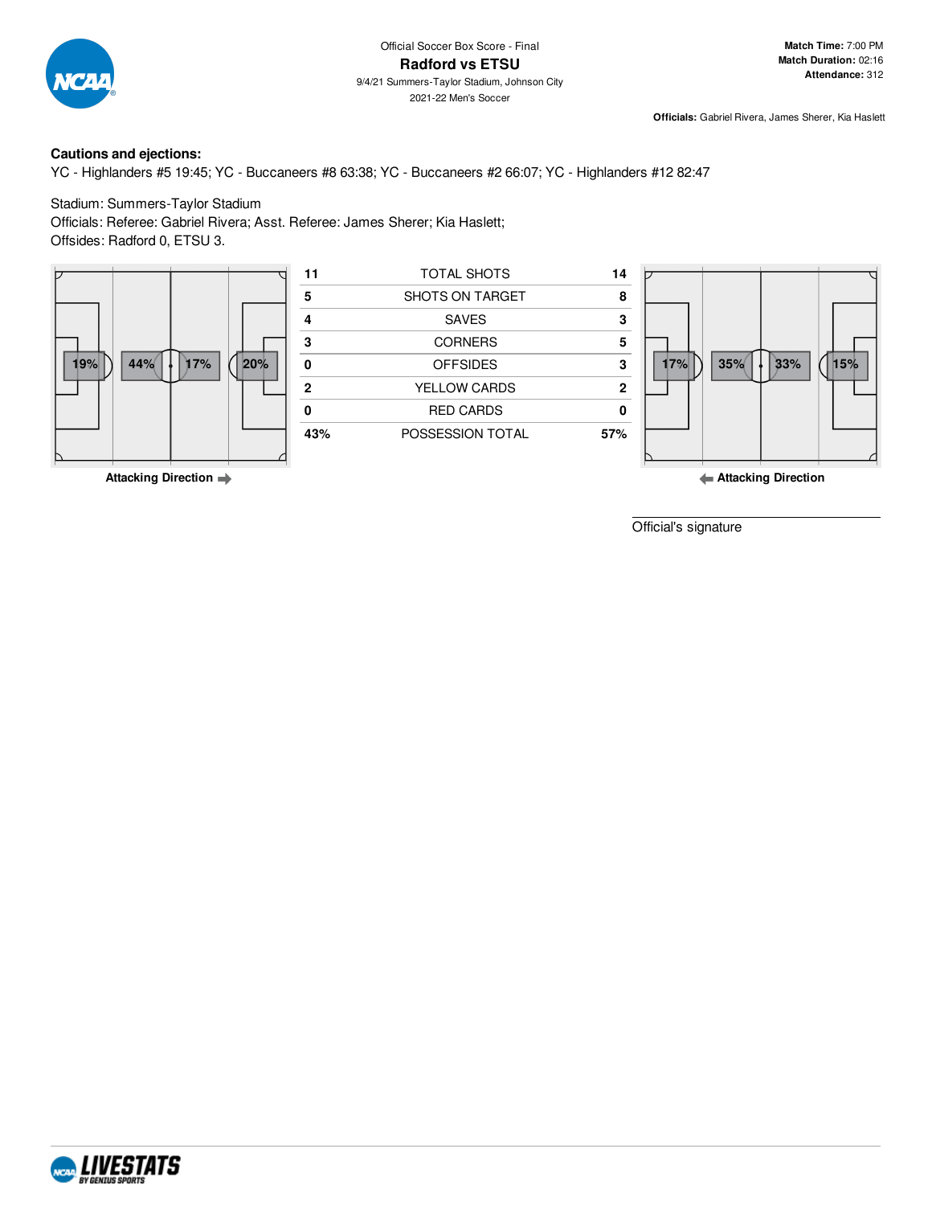Official Soccer Box Score - Final

## Radford vs ETSU

9/4/21 Summers-Taylor Stadium, Johnson City

2021-22 Men's Soccer

**Match Time:** 7:00 PM
**Match Duration:** 02:16
**Attendance:** 312

**Officials:** Gabriel Rivera, James Sherer, Kia Haslett

**Cautions and ejections:**

YC - Highlanders #5 19:45; YC - Buccaneers #8 63:38; YC - Buccaneers #2 66:07; YC - Highlanders #12 82:47

Stadium: Summers-Taylor Stadium
Officials: Referee: Gabriel Rivera; Asst. Referee: James Sherer; Kia Haslett;
Offsides: Radford 0, ETSU 3.

Radford field zones: 19% | 44% | 17% | 20%
Attacking Direction →

| Radford | | ETSU |
|---|---|---|
| 11 | TOTAL SHOTS | 14 |
| 5 | SHOTS ON TARGET | 8 |
| 4 | SAVES | 3 |
| 3 | CORNERS | 5 |
| 0 | OFFSIDES | 3 |
| 2 | YELLOW CARDS | 2 |
| 0 | RED CARDS | 0 |
| 43% | POSSESSION TOTAL | 57% |

ETSU field zones: 17% | 35% | 33% | 15%
← Attacking Direction

Official's signature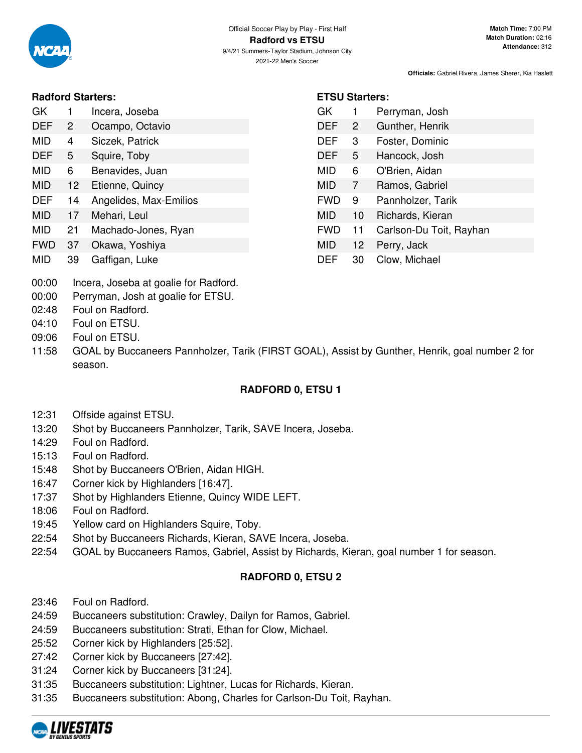Official Soccer Play by Play - First Half

**Radford vs ETSU**

9/4/21 Summers-Taylor Stadium, Johnson City

2021-22 Men's Soccer

**Match Time:** 7:00 PM
**Match Duration:** 02:16
**Attendance:** 312

**Officials:** Gabriel Rivera, James Sherer, Kia Haslett

### Radford Starters:

| Pos | No. | Name |
|---|---|---|
| GK | 1 | Incera, Joseba |
| DEF | 2 | Ocampo, Octavio |
| MID | 4 | Siczek, Patrick |
| DEF | 5 | Squire, Toby |
| MID | 6 | Benavides, Juan |
| MID | 12 | Etienne, Quincy |
| DEF | 14 | Angelides, Max-Emilios |
| MID | 17 | Mehari, Leul |
| MID | 21 | Machado-Jones, Ryan |
| FWD | 37 | Okawa, Yoshiya |
| MID | 39 | Gaffigan, Luke |

### ETSU Starters:

| Pos | No. | Name |
|---|---|---|
| GK | 1 | Perryman, Josh |
| DEF | 2 | Gunther, Henrik |
| DEF | 3 | Foster, Dominic |
| DEF | 5 | Hancock, Josh |
| MID | 6 | O'Brien, Aidan |
| MID | 7 | Ramos, Gabriel |
| FWD | 9 | Pannholzer, Tarik |
| MID | 10 | Richards, Kieran |
| FWD | 11 | Carlson-Du Toit, Rayhan |
| MID | 12 | Perry, Jack |
| DEF | 30 | Clow, Michael |

- 00:00 Incera, Joseba at goalie for Radford.
- 00:00 Perryman, Josh at goalie for ETSU.
- 02:48 Foul on Radford.
- 04:10 Foul on ETSU.
- 09:06 Foul on ETSU.
- 11:58 GOAL by Buccaneers Pannholzer, Tarik (FIRST GOAL), Assist by Gunther, Henrik, goal number 2 for season.

**RADFORD 0, ETSU 1**

- 12:31 Offside against ETSU.
- 13:20 Shot by Buccaneers Pannholzer, Tarik, SAVE Incera, Joseba.
- 14:29 Foul on Radford.
- 15:13 Foul on Radford.
- 15:48 Shot by Buccaneers O'Brien, Aidan HIGH.
- 16:47 Corner kick by Highlanders [16:47].
- 17:37 Shot by Highlanders Etienne, Quincy WIDE LEFT.
- 18:06 Foul on Radford.
- 19:45 Yellow card on Highlanders Squire, Toby.
- 22:54 Shot by Buccaneers Richards, Kieran, SAVE Incera, Joseba.
- 22:54 GOAL by Buccaneers Ramos, Gabriel, Assist by Richards, Kieran, goal number 1 for season.

**RADFORD 0, ETSU 2**

- 23:46 Foul on Radford.
- 24:59 Buccaneers substitution: Crawley, Dailyn for Ramos, Gabriel.
- 24:59 Buccaneers substitution: Strati, Ethan for Clow, Michael.
- 25:52 Corner kick by Highlanders [25:52].
- 27:42 Corner kick by Buccaneers [27:42].
- 31:24 Corner kick by Buccaneers [31:24].
- 31:35 Buccaneers substitution: Lightner, Lucas for Richards, Kieran.
- 31:35 Buccaneers substitution: Abong, Charles for Carlson-Du Toit, Rayhan.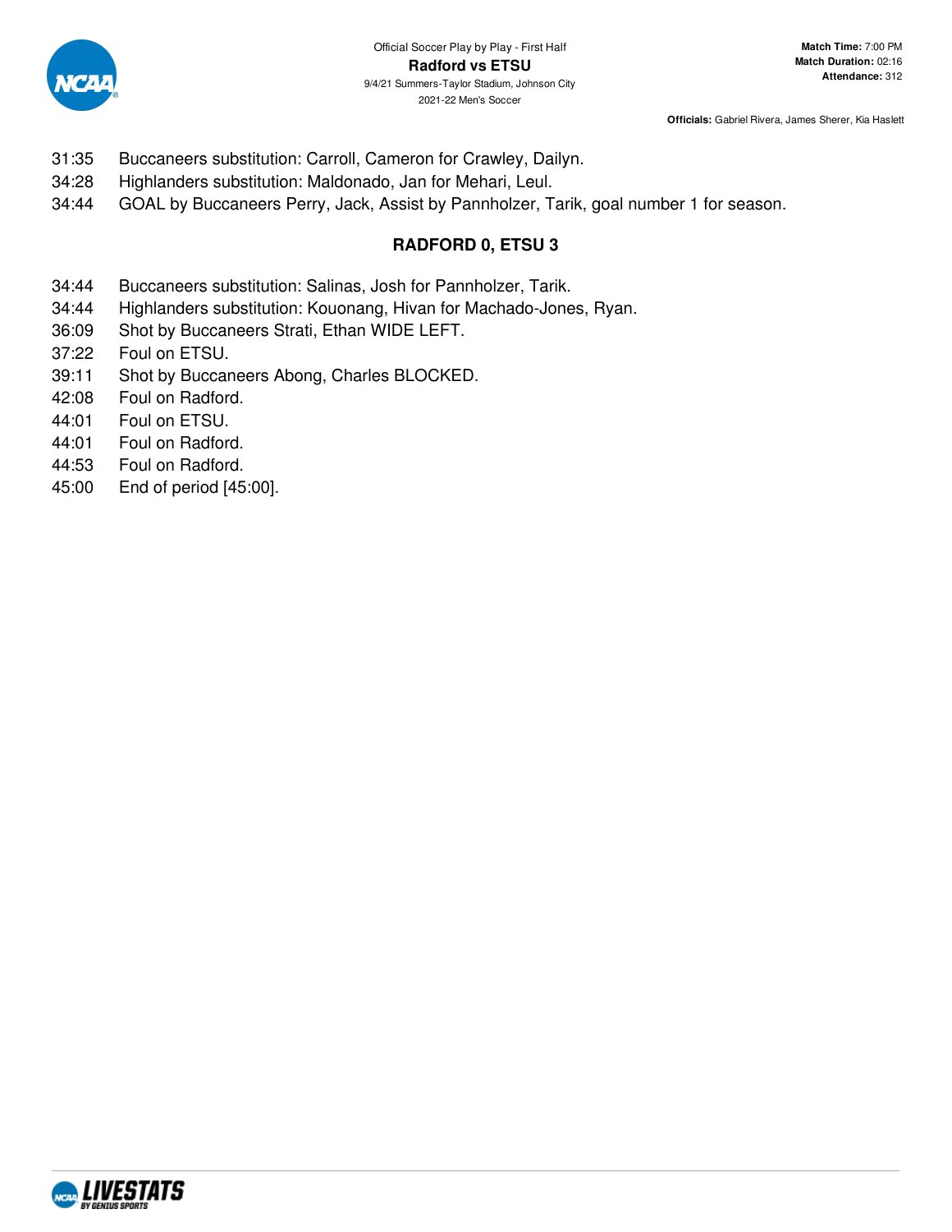31:35 Buccaneers substitution: Carroll, Cameron for Crawley, Dailyn.
34:28 Highlanders substitution: Maldonado, Jan for Mehari, Leul.
34:44 GOAL by Buccaneers Perry, Jack, Assist by Pannholzer, Tarik, goal number 1 for season.

**RADFORD 0, ETSU 3**

34:44 Buccaneers substitution: Salinas, Josh for Pannholzer, Tarik.
34:44 Highlanders substitution: Kouonang, Hivan for Machado-Jones, Ryan.
36:09 Shot by Buccaneers Strati, Ethan WIDE LEFT.
37:22 Foul on ETSU.
39:11 Shot by Buccaneers Abong, Charles BLOCKED.
42:08 Foul on Radford.
44:01 Foul on ETSU.
44:01 Foul on Radford.
44:53 Foul on Radford.
45:00 End of period [45:00].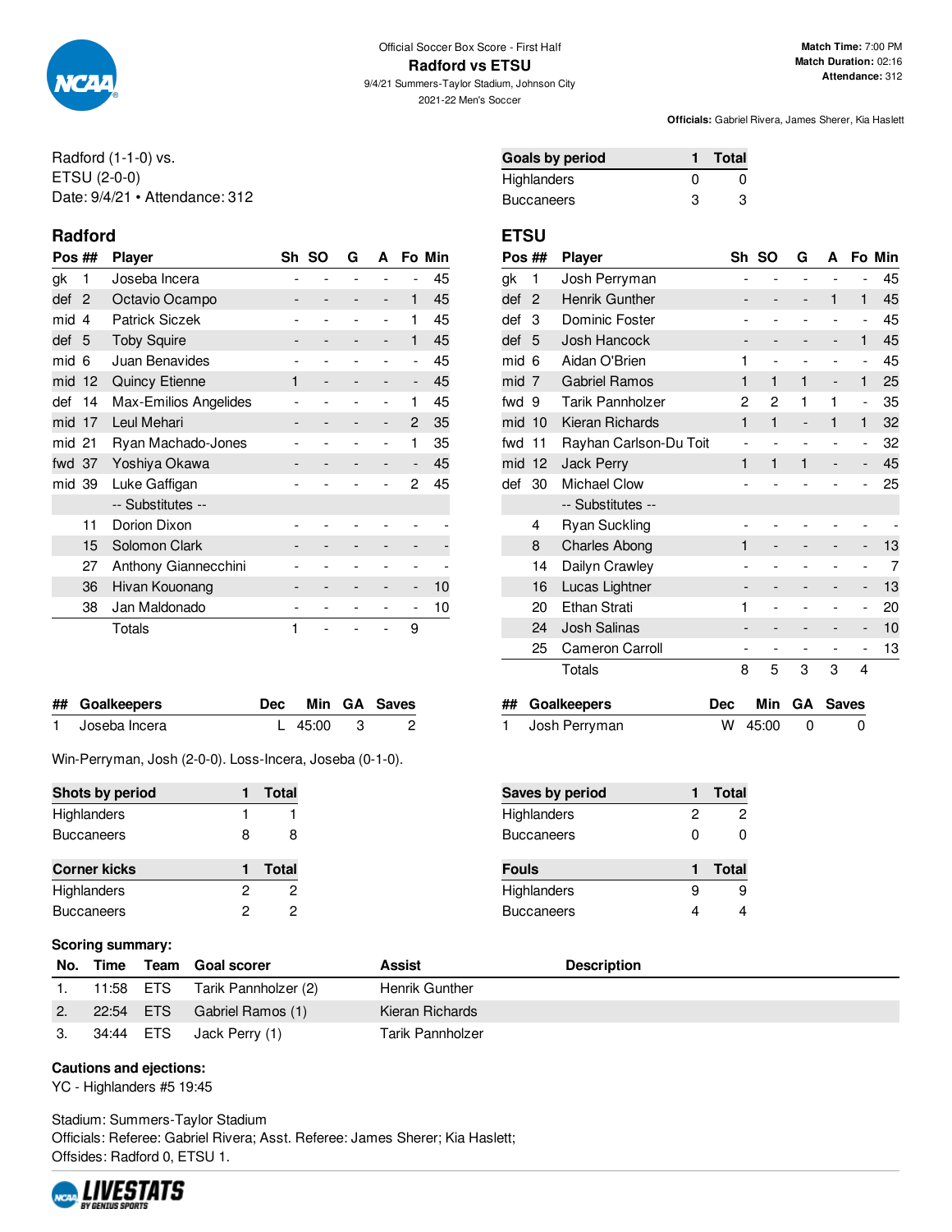Official Soccer Box Score - First Half

## Radford vs ETSU

9/4/21 Summers-Taylor Stadium, Johnson City

2021-22 Men's Soccer

**Match Time:** 7:00 PM
**Match Duration:** 02:16
**Attendance:** 312

**Officials:** Gabriel Rivera, James Sherer, Kia Haslett

Radford (1-1-0) vs.
ETSU (2-0-0)
Date: 9/4/21 • Attendance: 312

| Goals by period | 1 | Total |
|---|---|---|
| Highlanders | 0 | 0 |
| Buccaneers | 3 | 3 |

### Radford

| Pos | ## | Player | Sh | SO | G | A | Fo | Min |
|---|---|---|---|---|---|---|---|---|
| gk | 1 | Joseba Incera | - | - | - | - | - | 45 |
| def | 2 | Octavio Ocampo | - | - | - | - | 1 | 45 |
| mid | 4 | Patrick Siczek | - | - | - | - | 1 | 45 |
| def | 5 | Toby Squire | - | - | - | - | 1 | 45 |
| mid | 6 | Juan Benavides | - | - | - | - | - | 45 |
| mid | 12 | Quincy Etienne | 1 | - | - | - | - | 45 |
| def | 14 | Max-Emilios Angelides | - | - | - | - | 1 | 45 |
| mid | 17 | Leul Mehari | - | - | - | - | 2 | 35 |
| mid | 21 | Ryan Machado-Jones | - | - | - | - | 1 | 35 |
| fwd | 37 | Yoshiya Okawa | - | - | - | - | - | 45 |
| mid | 39 | Luke Gaffigan | - | - | - | - | 2 | 45 |
| | | -- Substitutes -- | | | | | | |
| | 11 | Dorion Dixon | - | - | - | - | - | - |
| | 15 | Solomon Clark | - | - | - | - | - | - |
| | 27 | Anthony Giannecchini | - | - | - | - | - | - |
| | 36 | Hivan Kouonang | - | - | - | - | - | 10 |
| | 38 | Jan Maldonado | - | - | - | - | - | 10 |
| | | Totals | 1 | - | - | - | 9 | |

### ETSU

| Pos | ## | Player | Sh | SO | G | A | Fo | Min |
|---|---|---|---|---|---|---|---|---|
| gk | 1 | Josh Perryman | - | - | - | - | - | 45 |
| def | 2 | Henrik Gunther | - | - | - | 1 | 1 | 45 |
| def | 3 | Dominic Foster | - | - | - | - | - | 45 |
| def | 5 | Josh Hancock | - | - | - | - | 1 | 45 |
| mid | 6 | Aidan O'Brien | 1 | - | - | - | - | 45 |
| mid | 7 | Gabriel Ramos | 1 | 1 | 1 | - | 1 | 25 |
| fwd | 9 | Tarik Pannholzer | 2 | 2 | 1 | 1 | - | 35 |
| mid | 10 | Kieran Richards | 1 | 1 | - | 1 | 1 | 32 |
| fwd | 11 | Rayhan Carlson-Du Toit | - | - | - | - | - | 32 |
| mid | 12 | Jack Perry | 1 | 1 | 1 | - | - | 45 |
| def | 30 | Michael Clow | - | - | - | - | - | 25 |
| | | -- Substitutes -- | | | | | | |
| | 4 | Ryan Suckling | - | - | - | - | - | - |
| | 8 | Charles Abong | 1 | - | - | - | - | 13 |
| | 14 | Dailyn Crawley | - | - | - | - | - | 7 |
| | 16 | Lucas Lightner | - | - | - | - | - | 13 |
| | 20 | Ethan Strati | 1 | - | - | - | - | 20 |
| | 24 | Josh Salinas | - | - | - | - | - | 10 |
| | 25 | Cameron Carroll | - | - | - | - | - | 13 |
| | | Totals | 8 | 5 | 3 | 3 | 4 | |

| ## | Goalkeepers | Dec | Min | GA | Saves |
|---|---|---|---|---|---|
| 1 | Joseba Incera | L | 45:00 | 3 | 2 |

| ## | Goalkeepers | Dec | Min | GA | Saves |
|---|---|---|---|---|---|
| 1 | Josh Perryman | W | 45:00 | 0 | 0 |

Win-Perryman, Josh (2-0-0). Loss-Incera, Joseba (0-1-0).

| Shots by period | 1 | Total |
|---|---|---|
| Highlanders | 1 | 1 |
| Buccaneers | 8 | 8 |

| Saves by period | 1 | Total |
|---|---|---|
| Highlanders | 2 | 2 |
| Buccaneers | 0 | 0 |

| Corner kicks | 1 | Total |
|---|---|---|
| Highlanders | 2 | 2 |
| Buccaneers | 2 | 2 |

| Fouls | 1 | Total |
|---|---|---|
| Highlanders | 9 | 9 |
| Buccaneers | 4 | 4 |

**Scoring summary:**

| No. | Time | Team | Goal scorer | Assist | Description |
|---|---|---|---|---|---|
| 1. | 11:58 | ETS | Tarik Pannholzer (2) | Henrik Gunther | |
| 2. | 22:54 | ETS | Gabriel Ramos (1) | Kieran Richards | |
| 3. | 34:44 | ETS | Jack Perry (1) | Tarik Pannholzer | |

**Cautions and ejections:**
YC - Highlanders #5 19:45

Stadium: Summers-Taylor Stadium
Officials: Referee: Gabriel Rivera; Asst. Referee: James Sherer; Kia Haslett;
Offsides: Radford 0, ETSU 1.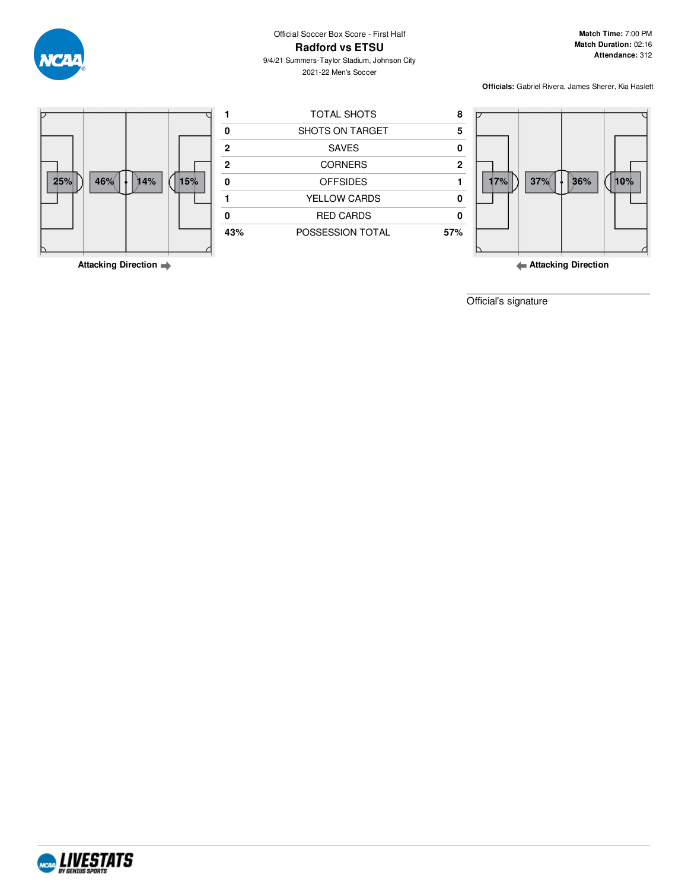Official Soccer Box Score - First Half

# Radford vs ETSU

9/4/21 Summers-Taylor Stadium, Johnson City

2021-22 Men's Soccer

**Match Time:** 7:00 PM
**Match Duration:** 02:16
**Attendance:** 312

**Officials:** Gabriel Rivera, James Sherer, Kia Haslett

Radford — Attacking Direction →

25% | 46% | 14% | 15%

| Radford | | ETSU |
|---|---|---|
| 1 | TOTAL SHOTS | 8 |
| 0 | SHOTS ON TARGET | 5 |
| 2 | SAVES | 0 |
| 2 | CORNERS | 2 |
| 0 | OFFSIDES | 1 |
| 1 | YELLOW CARDS | 0 |
| 0 | RED CARDS | 0 |
| 43% | POSSESSION TOTAL | 57% |

ETSU — ← Attacking Direction

17% | 37% | 36% | 10%

Official's signature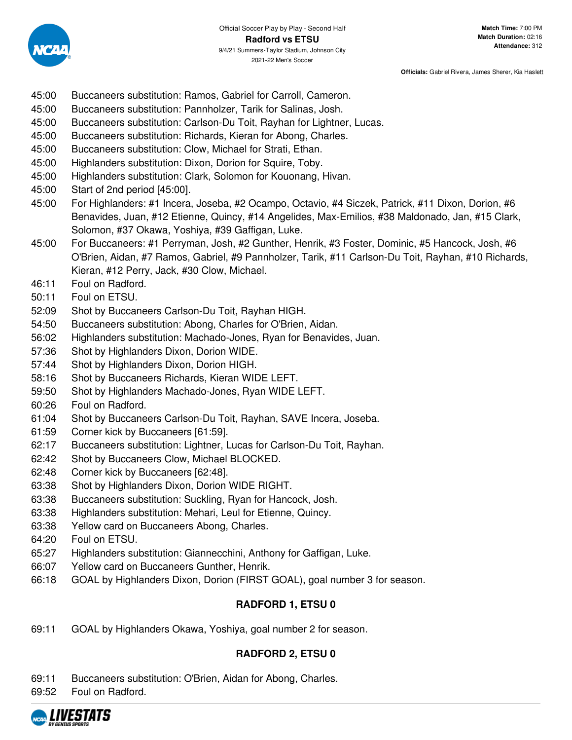Official Soccer Play by Play - Second Half

**Radford vs ETSU**

9/4/21 Summers-Taylor Stadium, Johnson City

2021-22 Men's Soccer

**Match Time:** 7:00 PM
**Match Duration:** 02:16
**Attendance:** 312

**Officials:** Gabriel Rivera, James Sherer, Kia Haslett

- 45:00 Buccaneers substitution: Ramos, Gabriel for Carroll, Cameron.
- 45:00 Buccaneers substitution: Pannholzer, Tarik for Salinas, Josh.
- 45:00 Buccaneers substitution: Carlson-Du Toit, Rayhan for Lightner, Lucas.
- 45:00 Buccaneers substitution: Richards, Kieran for Abong, Charles.
- 45:00 Buccaneers substitution: Clow, Michael for Strati, Ethan.
- 45:00 Highlanders substitution: Dixon, Dorion for Squire, Toby.
- 45:00 Highlanders substitution: Clark, Solomon for Kouonang, Hivan.
- 45:00 Start of 2nd period [45:00].
- 45:00 For Highlanders: #1 Incera, Joseba, #2 Ocampo, Octavio, #4 Siczek, Patrick, #11 Dixon, Dorion, #6 Benavides, Juan, #12 Etienne, Quincy, #14 Angelides, Max-Emilios, #38 Maldonado, Jan, #15 Clark, Solomon, #37 Okawa, Yoshiya, #39 Gaffigan, Luke.
- 45:00 For Buccaneers: #1 Perryman, Josh, #2 Gunther, Henrik, #3 Foster, Dominic, #5 Hancock, Josh, #6 O'Brien, Aidan, #7 Ramos, Gabriel, #9 Pannholzer, Tarik, #11 Carlson-Du Toit, Rayhan, #10 Richards, Kieran, #12 Perry, Jack, #30 Clow, Michael.
- 46:11 Foul on Radford.
- 50:11 Foul on ETSU.
- 52:09 Shot by Buccaneers Carlson-Du Toit, Rayhan HIGH.
- 54:50 Buccaneers substitution: Abong, Charles for O'Brien, Aidan.
- 56:02 Highlanders substitution: Machado-Jones, Ryan for Benavides, Juan.
- 57:36 Shot by Highlanders Dixon, Dorion WIDE.
- 57:44 Shot by Highlanders Dixon, Dorion HIGH.
- 58:16 Shot by Buccaneers Richards, Kieran WIDE LEFT.
- 59:50 Shot by Highlanders Machado-Jones, Ryan WIDE LEFT.
- 60:26 Foul on Radford.
- 61:04 Shot by Buccaneers Carlson-Du Toit, Rayhan, SAVE Incera, Joseba.
- 61:59 Corner kick by Buccaneers [61:59].
- 62:17 Buccaneers substitution: Lightner, Lucas for Carlson-Du Toit, Rayhan.
- 62:42 Shot by Buccaneers Clow, Michael BLOCKED.
- 62:48 Corner kick by Buccaneers [62:48].
- 63:38 Shot by Highlanders Dixon, Dorion WIDE RIGHT.
- 63:38 Buccaneers substitution: Suckling, Ryan for Hancock, Josh.
- 63:38 Highlanders substitution: Mehari, Leul for Etienne, Quincy.
- 63:38 Yellow card on Buccaneers Abong, Charles.
- 64:20 Foul on ETSU.
- 65:27 Highlanders substitution: Giannecchini, Anthony for Gaffigan, Luke.
- 66:07 Yellow card on Buccaneers Gunther, Henrik.
- 66:18 GOAL by Highlanders Dixon, Dorion (FIRST GOAL), goal number 3 for season.

**RADFORD 1, ETSU 0**

- 69:11 GOAL by Highlanders Okawa, Yoshiya, goal number 2 for season.

**RADFORD 2, ETSU 0**

- 69:11 Buccaneers substitution: O'Brien, Aidan for Abong, Charles.
- 69:52 Foul on Radford.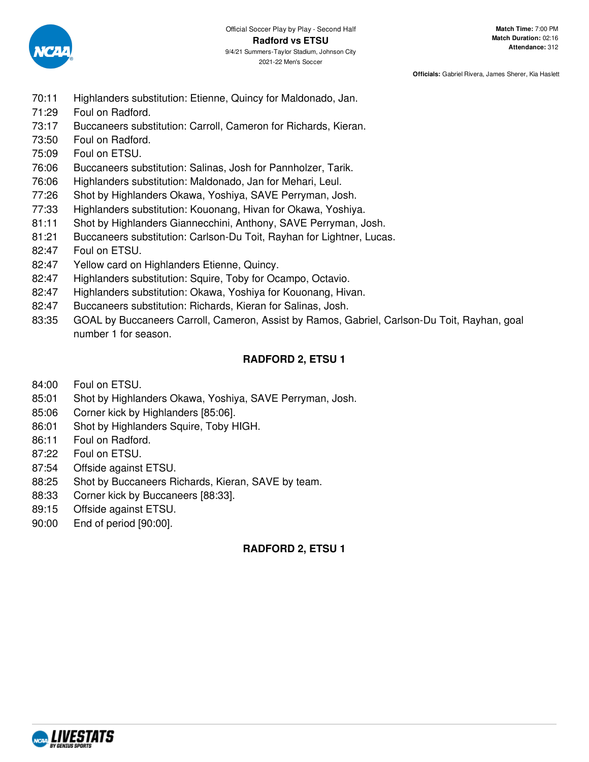Official Soccer Play by Play - Second Half

**Radford vs ETSU**

9/4/21 Summers-Taylor Stadium, Johnson City

2021-22 Men's Soccer

**Match Time:** 7:00 PM
**Match Duration:** 02:16
**Attendance:** 312

**Officials:** Gabriel Rivera, James Sherer, Kia Haslett

70:11 Highlanders substitution: Etienne, Quincy for Maldonado, Jan.
71:29 Foul on Radford.
73:17 Buccaneers substitution: Carroll, Cameron for Richards, Kieran.
73:50 Foul on Radford.
75:09 Foul on ETSU.
76:06 Buccaneers substitution: Salinas, Josh for Pannholzer, Tarik.
76:06 Highlanders substitution: Maldonado, Jan for Mehari, Leul.
77:26 Shot by Highlanders Okawa, Yoshiya, SAVE Perryman, Josh.
77:33 Highlanders substitution: Kouonang, Hivan for Okawa, Yoshiya.
81:11 Shot by Highlanders Giannecchini, Anthony, SAVE Perryman, Josh.
81:21 Buccaneers substitution: Carlson-Du Toit, Rayhan for Lightner, Lucas.
82:47 Foul on ETSU.
82:47 Yellow card on Highlanders Etienne, Quincy.
82:47 Highlanders substitution: Squire, Toby for Ocampo, Octavio.
82:47 Highlanders substitution: Okawa, Yoshiya for Kouonang, Hivan.
82:47 Buccaneers substitution: Richards, Kieran for Salinas, Josh.
83:35 GOAL by Buccaneers Carroll, Cameron, Assist by Ramos, Gabriel, Carlson-Du Toit, Rayhan, goal number 1 for season.

**RADFORD 2, ETSU 1**

84:00 Foul on ETSU.
85:01 Shot by Highlanders Okawa, Yoshiya, SAVE Perryman, Josh.
85:06 Corner kick by Highlanders [85:06].
86:01 Shot by Highlanders Squire, Toby HIGH.
86:11 Foul on Radford.
87:22 Foul on ETSU.
87:54 Offside against ETSU.
88:25 Shot by Buccaneers Richards, Kieran, SAVE by team.
88:33 Corner kick by Buccaneers [88:33].
89:15 Offside against ETSU.
90:00 End of period [90:00].

**RADFORD 2, ETSU 1**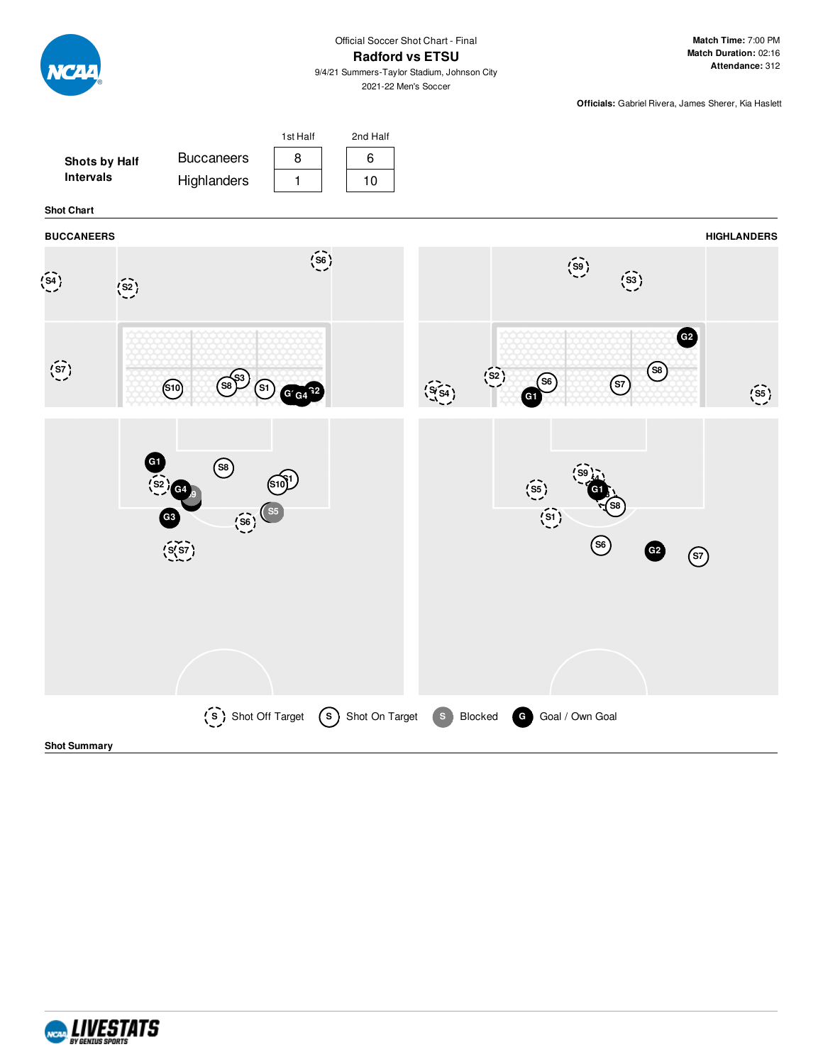Official Soccer Shot Chart - Final

**Radford vs ETSU**

9/4/21 Summers-Taylor Stadium, Johnson City

2021-22 Men's Soccer

**Match Time:** 7:00 PM
**Match Duration:** 02:16
**Attendance:** 312

**Officials:** Gabriel Rivera, James Sherer, Kia Haslett

| Shots by Half Intervals | | 1st Half | 2nd Half |
|---|---|---|---|
| | Buccaneers | 8 | 6 |
| | Highlanders | 1 | 10 |

**Shot Chart**

**BUCCANEERS** | **HIGHLANDERS**

Shot Off Target | Shot On Target | Blocked | Goal / Own Goal

**Shot Summary**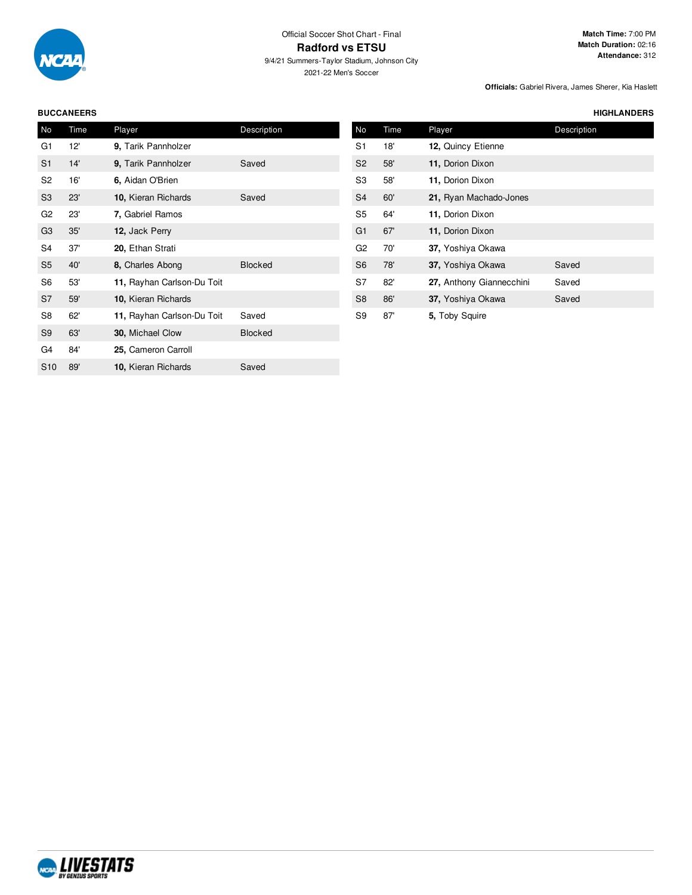Official Soccer Shot Chart - Final

# Radford vs ETSU

9/4/21 Summers-Taylor Stadium, Johnson City

2021-22 Men's Soccer

**Match Time:** 7:00 PM
**Match Duration:** 02:16
**Attendance:** 312

**Officials:** Gabriel Rivera, James Sherer, Kia Haslett

### BUCCANEERS

| No | Time | Player | Description |
|---|---|---|---|
| G1 | 12' | **9,** Tarik Pannholzer | |
| S1 | 14' | **9,** Tarik Pannholzer | Saved |
| S2 | 16' | **6,** Aidan O'Brien | |
| S3 | 23' | **10,** Kieran Richards | Saved |
| G2 | 23' | **7,** Gabriel Ramos | |
| G3 | 35' | **12,** Jack Perry | |
| S4 | 37' | **20,** Ethan Strati | |
| S5 | 40' | **8,** Charles Abong | Blocked |
| S6 | 53' | **11,** Rayhan Carlson-Du Toit | |
| S7 | 59' | **10,** Kieran Richards | |
| S8 | 62' | **11,** Rayhan Carlson-Du Toit | Saved |
| S9 | 63' | **30,** Michael Clow | Blocked |
| G4 | 84' | **25,** Cameron Carroll | |
| S10 | 89' | **10,** Kieran Richards | Saved |

### HIGHLANDERS

| No | Time | Player | Description |
|---|---|---|---|
| S1 | 18' | **12,** Quincy Etienne | |
| S2 | 58' | **11,** Dorion Dixon | |
| S3 | 58' | **11,** Dorion Dixon | |
| S4 | 60' | **21,** Ryan Machado-Jones | |
| S5 | 64' | **11,** Dorion Dixon | |
| G1 | 67' | **11,** Dorion Dixon | |
| G2 | 70' | **37,** Yoshiya Okawa | |
| S6 | 78' | **37,** Yoshiya Okawa | Saved |
| S7 | 82' | **27,** Anthony Giannecchini | Saved |
| S8 | 86' | **37,** Yoshiya Okawa | Saved |
| S9 | 87' | **5,** Toby Squire | |